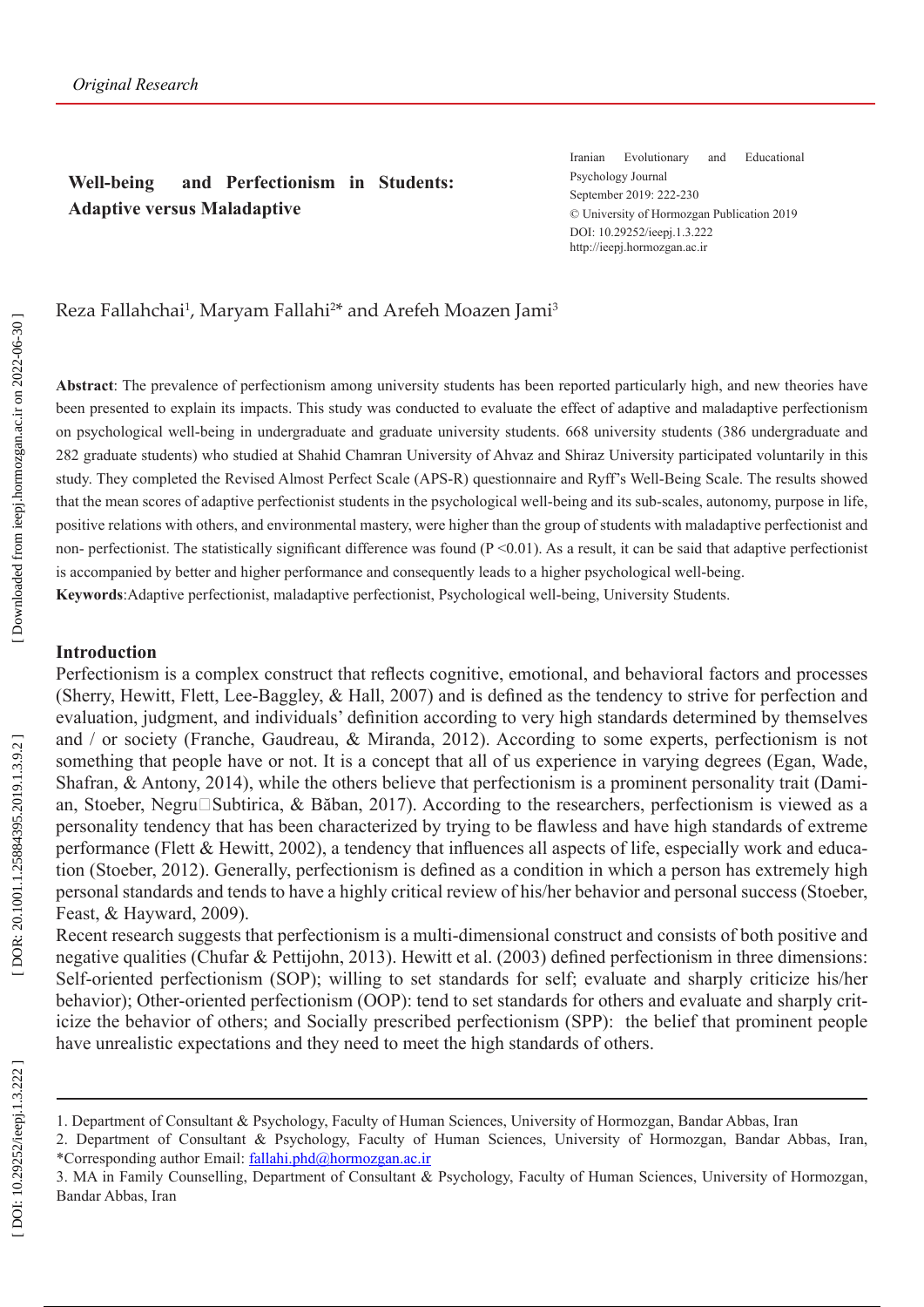*Original Research*

**Well-being and Perfectionism in Students: Adaptive versus Maladaptive**

Iranian Evolutionary and Educational Psychology Journal
September 2019: 222-230
© University of Hormozgan Publication 2019
DOI: 10.29252/ieepj.1.3.222
http://ieepj.hormozgan.ac.ir

Reza Fallahchai[1], Maryam Fallahi[2]* and Arefeh Moazen Jami[3]

**Abstract**: The prevalence of perfectionism among university students has been reported particularly high, and new theories have been presented to explain its impacts. This study was conducted to evaluate the effect of adaptive and maladaptive perfectionism on psychological well-being in undergraduate and graduate university students. 668 university students (386 undergraduate and 282 graduate students) who studied at Shahid Chamran University of Ahvaz and Shiraz University participated voluntarily in this study. They completed the Revised Almost Perfect Scale (APS-R) questionnaire and Ryff's Well-Being Scale. The results showed that the mean scores of adaptive perfectionist students in the psychological well-being and its sub-scales, autonomy, purpose in life, positive relations with others, and environmental mastery, were higher than the group of students with maladaptive perfectionist and non- perfectionist. The statistically significant difference was found ($P < 0.01$). As a result, it can be said that adaptive perfectionist is accompanied by better and higher performance and consequently leads to a higher psychological well-being.

**Keywords**:Adaptive perfectionist, maladaptive perfectionist, Psychological well-being, University Students.

## Introduction

Perfectionism is a complex construct that reflects cognitive, emotional, and behavioral factors and processes (Sherry, Hewitt, Flett, Lee-Baggley, & Hall, 2007) and is defined as the tendency to strive for perfection and evaluation, judgment, and individuals' definition according to very high standards determined by themselves and / or society (Franche, Gaudreau, & Miranda, 2012). According to some experts, perfectionism is not something that people have or not. It is a concept that all of us experience in varying degrees (Egan, Wade, Shafran, & Antony, 2014), while the others believe that perfectionism is a prominent personality trait (Damian, Stoeber, Negru□Subtirica, & Băban, 2017). According to the researchers, perfectionism is viewed as a personality tendency that has been characterized by trying to be flawless and have high standards of extreme performance (Flett & Hewitt, 2002), a tendency that influences all aspects of life, especially work and education (Stoeber, 2012). Generally, perfectionism is defined as a condition in which a person has extremely high personal standards and tends to have a highly critical review of his/her behavior and personal success (Stoeber, Feast, & Hayward, 2009).

Recent research suggests that perfectionism is a multi-dimensional construct and consists of both positive and negative qualities (Chufar & Pettijohn, 2013). Hewitt et al. (2003) defined perfectionism in three dimensions: Self-oriented perfectionism (SOP); willing to set standards for self; evaluate and sharply criticize his/her behavior); Other-oriented perfectionism (OOP): tend to set standards for others and evaluate and sharply criticize the behavior of others; and Socially prescribed perfectionism (SPP): the belief that prominent people have unrealistic expectations and they need to meet the high standards of others.

---

1. Department of Consultant & Psychology, Faculty of Human Sciences, University of Hormozgan, Bandar Abbas, Iran
2. Department of Consultant & Psychology, Faculty of Human Sciences, University of Hormozgan, Bandar Abbas, Iran, *Corresponding author Email: fallahi.phd@hormozgan.ac.ir
3. MA in Family Counselling, Department of Consultant & Psychology, Faculty of Human Sciences, University of Hormozgan, Bandar Abbas, Iran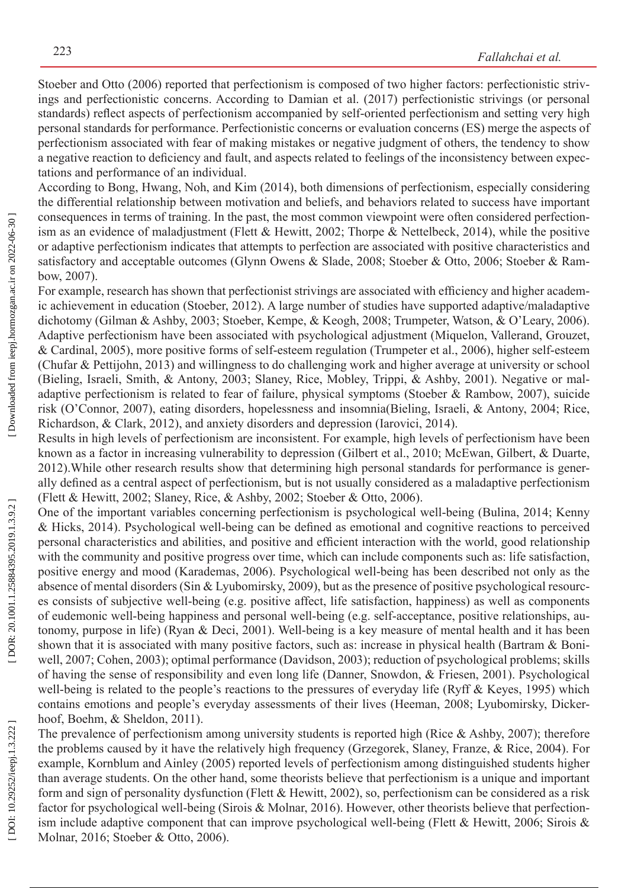Stoeber and Otto (2006) reported that perfectionism is composed of two higher factors: perfectionistic strivings and perfectionistic concerns. According to Damian et al. (2017) perfectionistic strivings (or personal standards) reflect aspects of perfectionism accompanied by self-oriented perfectionism and setting very high personal standards for performance. Perfectionistic concerns or evaluation concerns (ES) merge the aspects of perfectionism associated with fear of making mistakes or negative judgment of others, the tendency to show a negative reaction to deficiency and fault, and aspects related to feelings of the inconsistency between expectations and performance of an individual.

According to Bong, Hwang, Noh, and Kim (2014), both dimensions of perfectionism, especially considering the differential relationship between motivation and beliefs, and behaviors related to success have important consequences in terms of training. In the past, the most common viewpoint were often considered perfectionism as an evidence of maladjustment (Flett & Hewitt, 2002; Thorpe & Nettelbeck, 2014), while the positive or adaptive perfectionism indicates that attempts to perfection are associated with positive characteristics and satisfactory and acceptable outcomes (Glynn Owens & Slade, 2008; Stoeber & Otto, 2006; Stoeber & Rambow, 2007).

For example, research has shown that perfectionist strivings are associated with efficiency and higher academic achievement in education (Stoeber, 2012). A large number of studies have supported adaptive/maladaptive dichotomy (Gilman & Ashby, 2003; Stoeber, Kempe, & Keogh, 2008; Trumpeter, Watson, & O'Leary, 2006). Adaptive perfectionism have been associated with psychological adjustment (Miquelon, Vallerand, Grouzet, & Cardinal, 2005), more positive forms of self-esteem regulation (Trumpeter et al., 2006), higher self-esteem (Chufar & Pettijohn, 2013) and willingness to do challenging work and higher average at university or school (Bieling, Israeli, Smith, & Antony, 2003; Slaney, Rice, Mobley, Trippi, & Ashby, 2001). Negative or maladaptive perfectionism is related to fear of failure, physical symptoms (Stoeber & Rambow, 2007), suicide risk (O'Connor, 2007), eating disorders, hopelessness and insomnia(Bieling, Israeli, & Antony, 2004; Rice, Richardson, & Clark, 2012), and anxiety disorders and depression (Iarovici, 2014).

Results in high levels of perfectionism are inconsistent. For example, high levels of perfectionism have been known as a factor in increasing vulnerability to depression (Gilbert et al., 2010; McEwan, Gilbert, & Duarte, 2012).While other research results show that determining high personal standards for performance is generally defined as a central aspect of perfectionism, but is not usually considered as a maladaptive perfectionism (Flett & Hewitt, 2002; Slaney, Rice, & Ashby, 2002; Stoeber & Otto, 2006).

One of the important variables concerning perfectionism is psychological well-being (Bulina, 2014; Kenny & Hicks, 2014). Psychological well-being can be defined as emotional and cognitive reactions to perceived personal characteristics and abilities, and positive and efficient interaction with the world, good relationship with the community and positive progress over time, which can include components such as: life satisfaction, positive energy and mood (Karademas, 2006). Psychological well-being has been described not only as the absence of mental disorders (Sin & Lyubomirsky, 2009), but as the presence of positive psychological resources consists of subjective well-being (e.g. positive affect, life satisfaction, happiness) as well as components of eudemonic well-being happiness and personal well-being (e.g. self-acceptance, positive relationships, autonomy, purpose in life) (Ryan & Deci, 2001). Well-being is a key measure of mental health and it has been shown that it is associated with many positive factors, such as: increase in physical health (Bartram & Boniwell, 2007; Cohen, 2003); optimal performance (Davidson, 2003); reduction of psychological problems; skills of having the sense of responsibility and even long life (Danner, Snowdon, & Friesen, 2001). Psychological well-being is related to the people's reactions to the pressures of everyday life (Ryff & Keyes, 1995) which contains emotions and people's everyday assessments of their lives (Heeman, 2008; Lyubomirsky, Dickerhoof, Boehm, & Sheldon, 2011).

The prevalence of perfectionism among university students is reported high (Rice & Ashby, 2007); therefore the problems caused by it have the relatively high frequency (Grzegorek, Slaney, Franze, & Rice, 2004). For example, Kornblum and Ainley (2005) reported levels of perfectionism among distinguished students higher than average students. On the other hand, some theorists believe that perfectionism is a unique and important form and sign of personality dysfunction (Flett & Hewitt, 2002), so, perfectionism can be considered as a risk factor for psychological well-being (Sirois & Molnar, 2016). However, other theorists believe that perfectionism include adaptive component that can improve psychological well-being (Flett & Hewitt, 2006; Sirois & Molnar, 2016; Stoeber & Otto, 2006).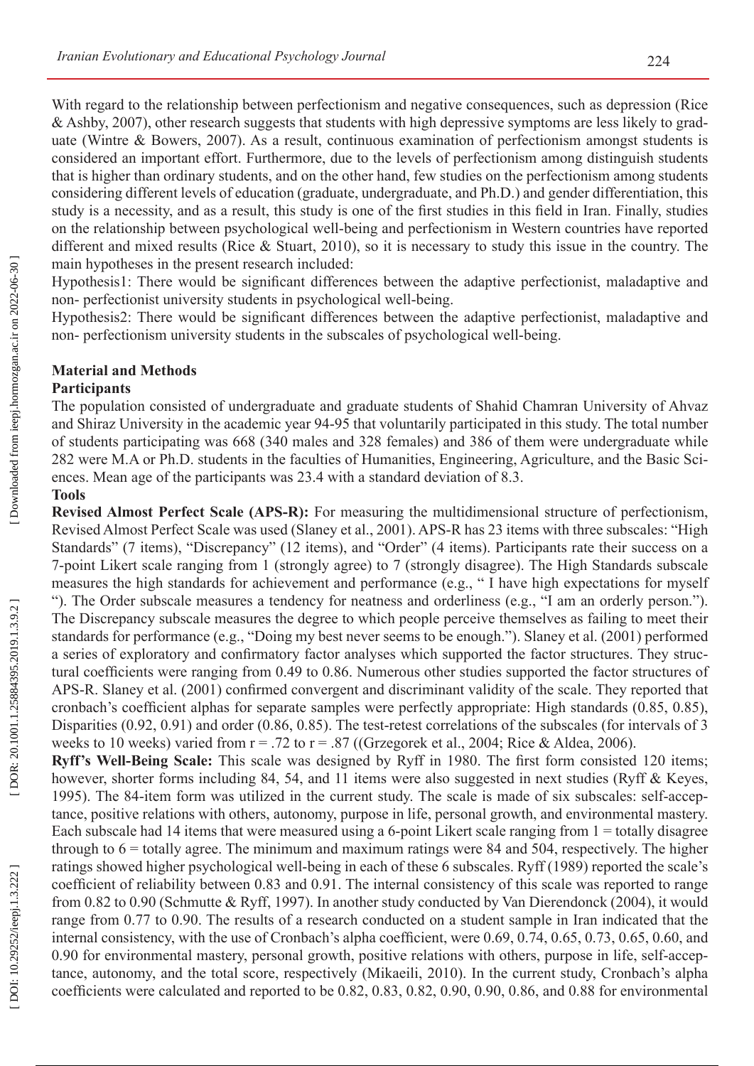With regard to the relationship between perfectionism and negative consequences, such as depression (Rice & Ashby, 2007), other research suggests that students with high depressive symptoms are less likely to graduate (Wintre & Bowers, 2007). As a result, continuous examination of perfectionism amongst students is considered an important effort. Furthermore, due to the levels of perfectionism among distinguish students that is higher than ordinary students, and on the other hand, few studies on the perfectionism among students considering different levels of education (graduate, undergraduate, and Ph.D.) and gender differentiation, this study is a necessity, and as a result, this study is one of the first studies in this field in Iran. Finally, studies on the relationship between psychological well-being and perfectionism in Western countries have reported different and mixed results (Rice & Stuart, 2010), so it is necessary to study this issue in the country. The main hypotheses in the present research included:

Hypothesis1: There would be significant differences between the adaptive perfectionist, maladaptive and non- perfectionist university students in psychological well-being.

Hypothesis2: There would be significant differences between the adaptive perfectionist, maladaptive and non- perfectionism university students in the subscales of psychological well-being.

## Material and Methods

### Participants

The population consisted of undergraduate and graduate students of Shahid Chamran University of Ahvaz and Shiraz University in the academic year 94-95 that voluntarily participated in this study. The total number of students participating was 668 (340 males and 328 females) and 386 of them were undergraduate while 282 were M.A or Ph.D. students in the faculties of Humanities, Engineering, Agriculture, and the Basic Sciences. Mean age of the participants was 23.4 with a standard deviation of 8.3.

### Tools

**Revised Almost Perfect Scale (APS-R):** For measuring the multidimensional structure of perfectionism, Revised Almost Perfect Scale was used (Slaney et al., 2001). APS-R has 23 items with three subscales: "High Standards" (7 items), "Discrepancy" (12 items), and "Order" (4 items). Participants rate their success on a 7-point Likert scale ranging from 1 (strongly agree) to 7 (strongly disagree). The High Standards subscale measures the high standards for achievement and performance (e.g., " I have high expectations for myself "). The Order subscale measures a tendency for neatness and orderliness (e.g., "I am an orderly person."). The Discrepancy subscale measures the degree to which people perceive themselves as failing to meet their standards for performance (e.g., "Doing my best never seems to be enough."). Slaney et al. (2001) performed a series of exploratory and confirmatory factor analyses which supported the factor structures. They structural coefficients were ranging from 0.49 to 0.86. Numerous other studies supported the factor structures of APS-R. Slaney et al. (2001) confirmed convergent and discriminant validity of the scale. They reported that cronbach's coefficient alphas for separate samples were perfectly appropriate: High standards (0.85, 0.85), Disparities (0.92, 0.91) and order (0.86, 0.85). The test-retest correlations of the subscales (for intervals of 3 weeks to 10 weeks) varied from $r = .72$ to $r = .87$ ((Grzegorek et al., 2004; Rice & Aldea, 2006).

**Ryff's Well-Being Scale:** This scale was designed by Ryff in 1980. The first form consisted 120 items; however, shorter forms including 84, 54, and 11 items were also suggested in next studies (Ryff & Keyes, 1995). The 84-item form was utilized in the current study. The scale is made of six subscales: self-acceptance, positive relations with others, autonomy, purpose in life, personal growth, and environmental mastery. Each subscale had 14 items that were measured using a 6-point Likert scale ranging from 1 = totally disagree through to 6 = totally agree. The minimum and maximum ratings were 84 and 504, respectively. The higher ratings showed higher psychological well-being in each of these 6 subscales. Ryff (1989) reported the scale's coefficient of reliability between 0.83 and 0.91. The internal consistency of this scale was reported to range from 0.82 to 0.90 (Schmutte & Ryff, 1997). In another study conducted by Van Dierendonck (2004), it would range from 0.77 to 0.90. The results of a research conducted on a student sample in Iran indicated that the internal consistency, with the use of Cronbach's alpha coefficient, were 0.69, 0.74, 0.65, 0.73, 0.65, 0.60, and 0.90 for environmental mastery, personal growth, positive relations with others, purpose in life, self-acceptance, autonomy, and the total score, respectively (Mikaeili, 2010). In the current study, Cronbach's alpha coefficients were calculated and reported to be 0.82, 0.83, 0.82, 0.90, 0.90, 0.86, and 0.88 for environmental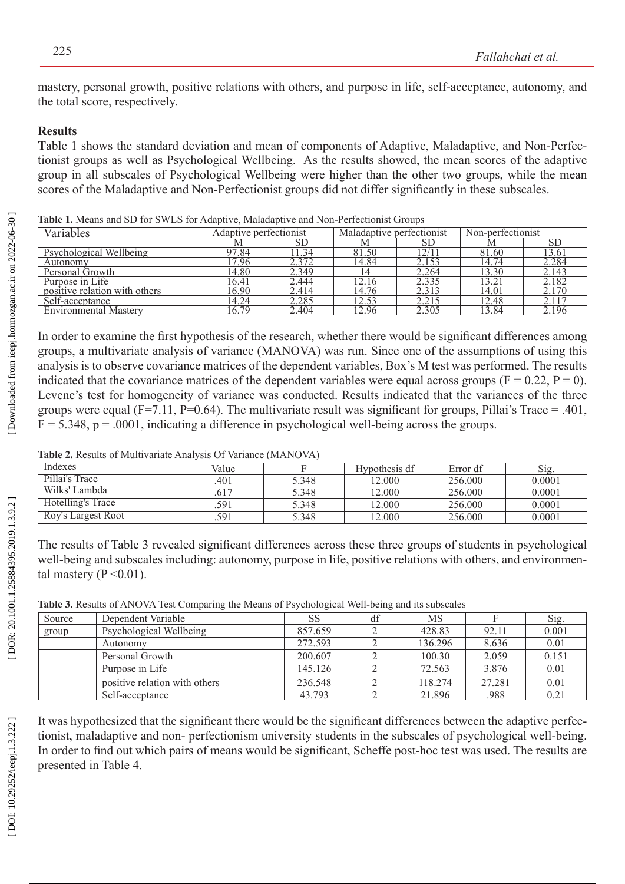mastery, personal growth, positive relations with others, and purpose in life, self-acceptance, autonomy, and the total score, respectively.

### Results

**T**able 1 shows the standard deviation and mean of components of Adaptive, Maladaptive, and Non-Perfectionist groups as well as Psychological Wellbeing. As the results showed, the mean scores of the adaptive group in all subscales of Psychological Wellbeing were higher than the other two groups, while the mean scores of the Maladaptive and Non-Perfectionist groups did not differ significantly in these subscales.

**Table 1.** Means and SD for SWLS for Adaptive, Maladaptive and Non-Perfectionist Groups

| Variables | Adaptive perfectionist | | Maladaptive perfectionist | | Non-perfectionist | |
|---|---|---|---|---|---|---|
| | M | SD | M | SD | M | SD |
| Psychological Wellbeing | 97.84 | 11.34 | 81.50 | 12/11 | 81.60 | 13.61 |
| Autonomy | 17.96 | 2.372 | 14.84 | 2.153 | 14.74 | 2.284 |
| Personal Growth | 14.80 | 2.349 | 14 | 2.264 | 13.30 | 2.143 |
| Purpose in Life | 16.41 | 2.444 | 12.16 | 2.335 | 13.21 | 2.182 |
| positive relation with others | 16.90 | 2.414 | 14.76 | 2.313 | 14.01 | 2.170 |
| Self-acceptance | 14.24 | 2.285 | 12.53 | 2.215 | 12.48 | 2.117 |
| Environmental Mastery | 16.79 | 2.404 | 12.96 | 2.305 | 13.84 | 2.196 |

In order to examine the first hypothesis of the research, whether there would be significant differences among groups, a multivariate analysis of variance (MANOVA) was run. Since one of the assumptions of using this analysis is to observe covariance matrices of the dependent variables, Box's M test was performed. The results indicated that the covariance matrices of the dependent variables were equal across groups ($F = 0.22$, $P = 0$). Levene's test for homogeneity of variance was conducted. Results indicated that the variances of the three groups were equal ($F=7.11$, $P=0.64$). The multivariate result was significant for groups, Pillai's Trace = .401, $F = 5.348$, $p = .0001$, indicating a difference in psychological well-being across the groups.

**Table 2.** Results of Multivariate Analysis Of Variance (MANOVA)

| Indexes | Value | F | Hypothesis df | Error df | Sig. |
|---|---|---|---|---|---|
| Pillai's Trace | .401 | 5.348 | 12.000 | 256.000 | 0.0001 |
| Wilks' Lambda | .617 | 5.348 | 12.000 | 256.000 | 0.0001 |
| Hotelling's Trace | .591 | 5.348 | 12.000 | 256.000 | 0.0001 |
| Roy's Largest Root | .591 | 5.348 | 12.000 | 256.000 | 0.0001 |

The results of Table 3 revealed significant differences across these three groups of students in psychological well-being and subscales including: autonomy, purpose in life, positive relations with others, and environmental mastery ($P < 0.01$).

**Table 3.** Results of ANOVA Test Comparing the Means of Psychological Well-being and its subscales

| Source | Dependent Variable | SS | df | MS | F | Sig. |
|---|---|---|---|---|---|---|
| group | Psychological Wellbeing | 857.659 | 2 | 428.83 | 92.11 | 0.001 |
| | Autonomy | 272.593 | 2 | 136.296 | 8.636 | 0.01 |
| | Personal Growth | 200.607 | 2 | 100.30 | 2.059 | 0.151 |
| | Purpose in Life | 145.126 | 2 | 72.563 | 3.876 | 0.01 |
| | positive relation with others | 236.548 | 2 | 118.274 | 27.281 | 0.01 |
| | Self-acceptance | 43.793 | 2 | 21.896 | .988 | 0.21 |

It was hypothesized that the significant there would be the significant differences between the adaptive perfectionist, maladaptive and non- perfectionism university students in the subscales of psychological well-being. In order to find out which pairs of means would be significant, Scheffe post-hoc test was used. The results are presented in Table 4.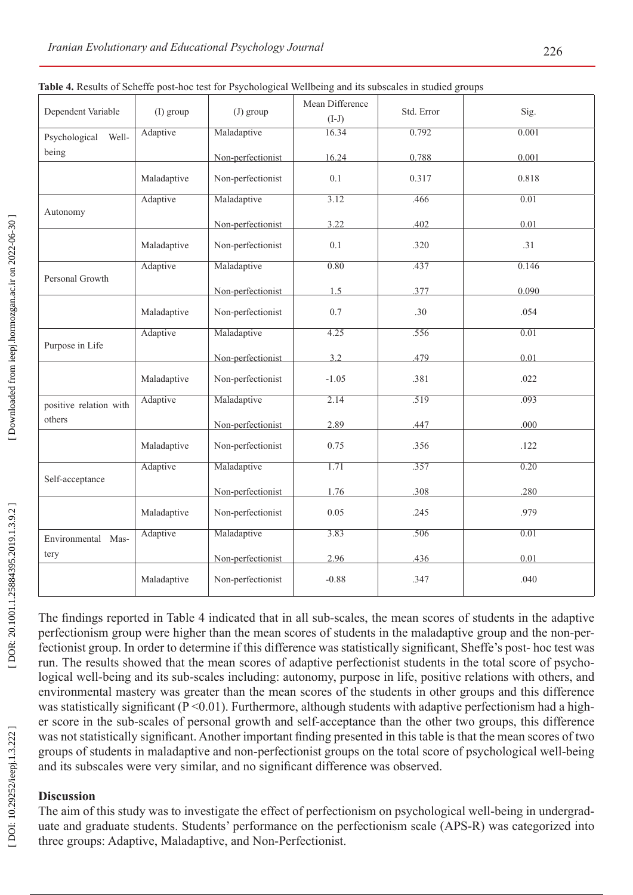**Table 4.** Results of Scheffe post-hoc test for Psychological Wellbeing and its subscales in studied groups

| Dependent Variable | (I) group | (J) group | Mean Difference (I-J) | Std. Error | Sig. |
|---|---|---|---|---|---|
| Psychological Well-being | Adaptive | Maladaptive | 16.34 | 0.792 | 0.001 |
| | | Non-perfectionist | 16.24 | 0.788 | 0.001 |
| | Maladaptive | Non-perfectionist | 0.1 | 0.317 | 0.818 |
| Autonomy | Adaptive | Maladaptive | 3.12 | .466 | 0.01 |
| | | Non-perfectionist | 3.22 | .402 | 0.01 |
| | Maladaptive | Non-perfectionist | 0.1 | .320 | .31 |
| Personal Growth | Adaptive | Maladaptive | 0.80 | .437 | 0.146 |
| | | Non-perfectionist | 1.5 | .377 | 0.090 |
| | Maladaptive | Non-perfectionist | 0.7 | .30 | .054 |
| Purpose in Life | Adaptive | Maladaptive | 4.25 | .556 | 0.01 |
| | | Non-perfectionist | 3.2 | .479 | 0.01 |
| | Maladaptive | Non-perfectionist | -1.05 | .381 | .022 |
| positive relation with others | Adaptive | Maladaptive | 2.14 | .519 | .093 |
| | | Non-perfectionist | 2.89 | .447 | .000 |
| | Maladaptive | Non-perfectionist | 0.75 | .356 | .122 |
| Self-acceptance | Adaptive | Maladaptive | 1.71 | .357 | 0.20 |
| | | Non-perfectionist | 1.76 | .308 | .280 |
| | Maladaptive | Non-perfectionist | 0.05 | .245 | .979 |
| Environmental Mastery | Adaptive | Maladaptive | 3.83 | .506 | 0.01 |
| | | Non-perfectionist | 2.96 | .436 | 0.01 |
| | Maladaptive | Non-perfectionist | -0.88 | .347 | .040 |

The findings reported in Table 4 indicated that in all sub-scales, the mean scores of students in the adaptive perfectionism group were higher than the mean scores of students in the maladaptive group and the non-perfectionist group. In order to determine if this difference was statistically significant, Sheffe's post- hoc test was run. The results showed that the mean scores of adaptive perfectionist students in the total score of psychological well-being and its sub-scales including: autonomy, purpose in life, positive relations with others, and environmental mastery was greater than the mean scores of the students in other groups and this difference was statistically significant ($P < 0.01$). Furthermore, although students with adaptive perfectionism had a higher score in the sub-scales of personal growth and self-acceptance than the other two groups, this difference was not statistically significant. Another important finding presented in this table is that the mean scores of two groups of students in maladaptive and non-perfectionist groups on the total score of psychological well-being and its subscales were very similar, and no significant difference was observed.

## Discussion

The aim of this study was to investigate the effect of perfectionism on psychological well-being in undergraduate and graduate students. Students' performance on the perfectionism scale (APS-R) was categorized into three groups: Adaptive, Maladaptive, and Non-Perfectionist.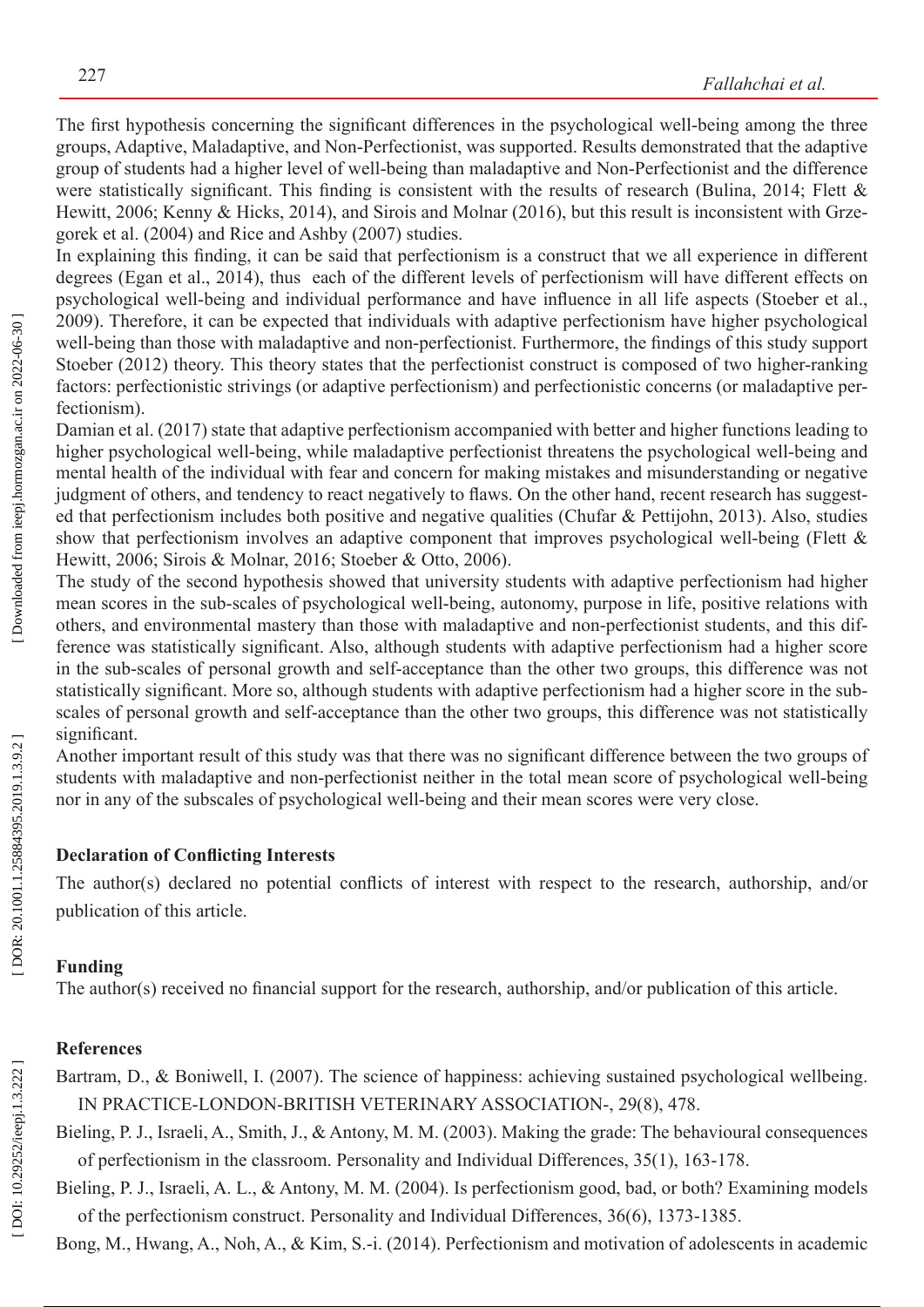The first hypothesis concerning the significant differences in the psychological well-being among the three groups, Adaptive, Maladaptive, and Non-Perfectionist, was supported. Results demonstrated that the adaptive group of students had a higher level of well-being than maladaptive and Non-Perfectionist and the difference were statistically significant. This finding is consistent with the results of research (Bulina, 2014; Flett & Hewitt, 2006; Kenny & Hicks, 2014), and Sirois and Molnar (2016), but this result is inconsistent with Grzegorek et al. (2004) and Rice and Ashby (2007) studies.

In explaining this finding, it can be said that perfectionism is a construct that we all experience in different degrees (Egan et al., 2014), thus each of the different levels of perfectionism will have different effects on psychological well-being and individual performance and have influence in all life aspects (Stoeber et al., 2009). Therefore, it can be expected that individuals with adaptive perfectionism have higher psychological well-being than those with maladaptive and non-perfectionist. Furthermore, the findings of this study support Stoeber (2012) theory. This theory states that the perfectionist construct is composed of two higher-ranking factors: perfectionistic strivings (or adaptive perfectionism) and perfectionistic concerns (or maladaptive perfectionism).

Damian et al. (2017) state that adaptive perfectionism accompanied with better and higher functions leading to higher psychological well-being, while maladaptive perfectionist threatens the psychological well-being and mental health of the individual with fear and concern for making mistakes and misunderstanding or negative judgment of others, and tendency to react negatively to flaws. On the other hand, recent research has suggested that perfectionism includes both positive and negative qualities (Chufar & Pettijohn, 2013). Also, studies show that perfectionism involves an adaptive component that improves psychological well-being (Flett & Hewitt, 2006; Sirois & Molnar, 2016; Stoeber & Otto, 2006).

The study of the second hypothesis showed that university students with adaptive perfectionism had higher mean scores in the sub-scales of psychological well-being, autonomy, purpose in life, positive relations with others, and environmental mastery than those with maladaptive and non-perfectionist students, and this difference was statistically significant. Also, although students with adaptive perfectionism had a higher score in the sub-scales of personal growth and self-acceptance than the other two groups, this difference was not statistically significant. More so, although students with adaptive perfectionism had a higher score in the sub-scales of personal growth and self-acceptance than the other two groups, this difference was not statistically significant.

Another important result of this study was that there was no significant difference between the two groups of students with maladaptive and non-perfectionist neither in the total mean score of psychological well-being nor in any of the subscales of psychological well-being and their mean scores were very close.

**Declaration of Conflicting Interests**

The author(s) declared no potential conflicts of interest with respect to the research, authorship, and/or publication of this article.

**Funding**

The author(s) received no financial support for the research, authorship, and/or publication of this article.

**References**

Bartram, D., & Boniwell, I. (2007). The science of happiness: achieving sustained psychological wellbeing. IN PRACTICE-LONDON-BRITISH VETERINARY ASSOCIATION-, 29(8), 478.

Bieling, P. J., Israeli, A., Smith, J., & Antony, M. M. (2003). Making the grade: The behavioural consequences of perfectionism in the classroom. Personality and Individual Differences, 35(1), 163-178.

Bieling, P. J., Israeli, A. L., & Antony, M. M. (2004). Is perfectionism good, bad, or both? Examining models of the perfectionism construct. Personality and Individual Differences, 36(6), 1373-1385.

Bong, M., Hwang, A., Noh, A., & Kim, S.-i. (2014). Perfectionism and motivation of adolescents in academic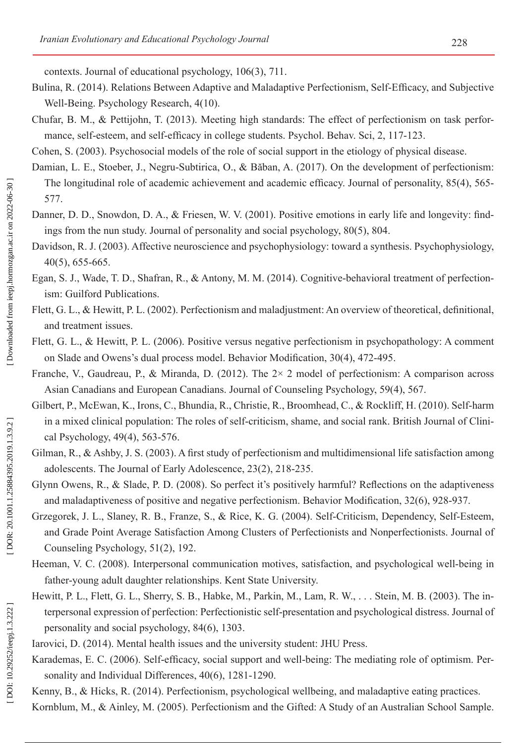contexts. Journal of educational psychology, 106(3), 711.

Bulina, R. (2014). Relations Between Adaptive and Maladaptive Perfectionism, Self-Efficacy, and Subjective Well-Being. Psychology Research, 4(10).

Chufar, B. M., & Pettijohn, T. (2013). Meeting high standards: The effect of perfectionism on task performance, self-esteem, and self-efficacy in college students. Psychol. Behav. Sci, 2, 117-123.

Cohen, S. (2003). Psychosocial models of the role of social support in the etiology of physical disease.

Damian, L. E., Stoeber, J., Negru-Subtirica, O., & Băban, A. (2017). On the development of perfectionism: The longitudinal role of academic achievement and academic efficacy. Journal of personality, 85(4), 565-577.

Danner, D. D., Snowdon, D. A., & Friesen, W. V. (2001). Positive emotions in early life and longevity: findings from the nun study. Journal of personality and social psychology, 80(5), 804.

Davidson, R. J. (2003). Affective neuroscience and psychophysiology: toward a synthesis. Psychophysiology, 40(5), 655-665.

Egan, S. J., Wade, T. D., Shafran, R., & Antony, M. M. (2014). Cognitive-behavioral treatment of perfectionism: Guilford Publications.

Flett, G. L., & Hewitt, P. L. (2002). Perfectionism and maladjustment: An overview of theoretical, definitional, and treatment issues.

Flett, G. L., & Hewitt, P. L. (2006). Positive versus negative perfectionism in psychopathology: A comment on Slade and Owens's dual process model. Behavior Modification, 30(4), 472-495.

Franche, V., Gaudreau, P., & Miranda, D. (2012). The 2× 2 model of perfectionism: A comparison across Asian Canadians and European Canadians. Journal of Counseling Psychology, 59(4), 567.

Gilbert, P., McEwan, K., Irons, C., Bhundia, R., Christie, R., Broomhead, C., & Rockliff, H. (2010). Self-harm in a mixed clinical population: The roles of self-criticism, shame, and social rank. British Journal of Clinical Psychology, 49(4), 563-576.

Gilman, R., & Ashby, J. S. (2003). A first study of perfectionism and multidimensional life satisfaction among adolescents. The Journal of Early Adolescence, 23(2), 218-235.

Glynn Owens, R., & Slade, P. D. (2008). So perfect it's positively harmful? Reflections on the adaptiveness and maladaptiveness of positive and negative perfectionism. Behavior Modification, 32(6), 928-937.

Grzegorek, J. L., Slaney, R. B., Franze, S., & Rice, K. G. (2004). Self-Criticism, Dependency, Self-Esteem, and Grade Point Average Satisfaction Among Clusters of Perfectionists and Nonperfectionists. Journal of Counseling Psychology, 51(2), 192.

Heeman, V. C. (2008). Interpersonal communication motives, satisfaction, and psychological well-being in father-young adult daughter relationships. Kent State University.

Hewitt, P. L., Flett, G. L., Sherry, S. B., Habke, M., Parkin, M., Lam, R. W., . . . Stein, M. B. (2003). The interpersonal expression of perfection: Perfectionistic self-presentation and psychological distress. Journal of personality and social psychology, 84(6), 1303.

Iarovici, D. (2014). Mental health issues and the university student: JHU Press.

Karademas, E. C. (2006). Self-efficacy, social support and well-being: The mediating role of optimism. Personality and Individual Differences, 40(6), 1281-1290.

Kenny, B., & Hicks, R. (2014). Perfectionism, psychological wellbeing, and maladaptive eating practices.

Kornblum, M., & Ainley, M. (2005). Perfectionism and the Gifted: A Study of an Australian School Sample.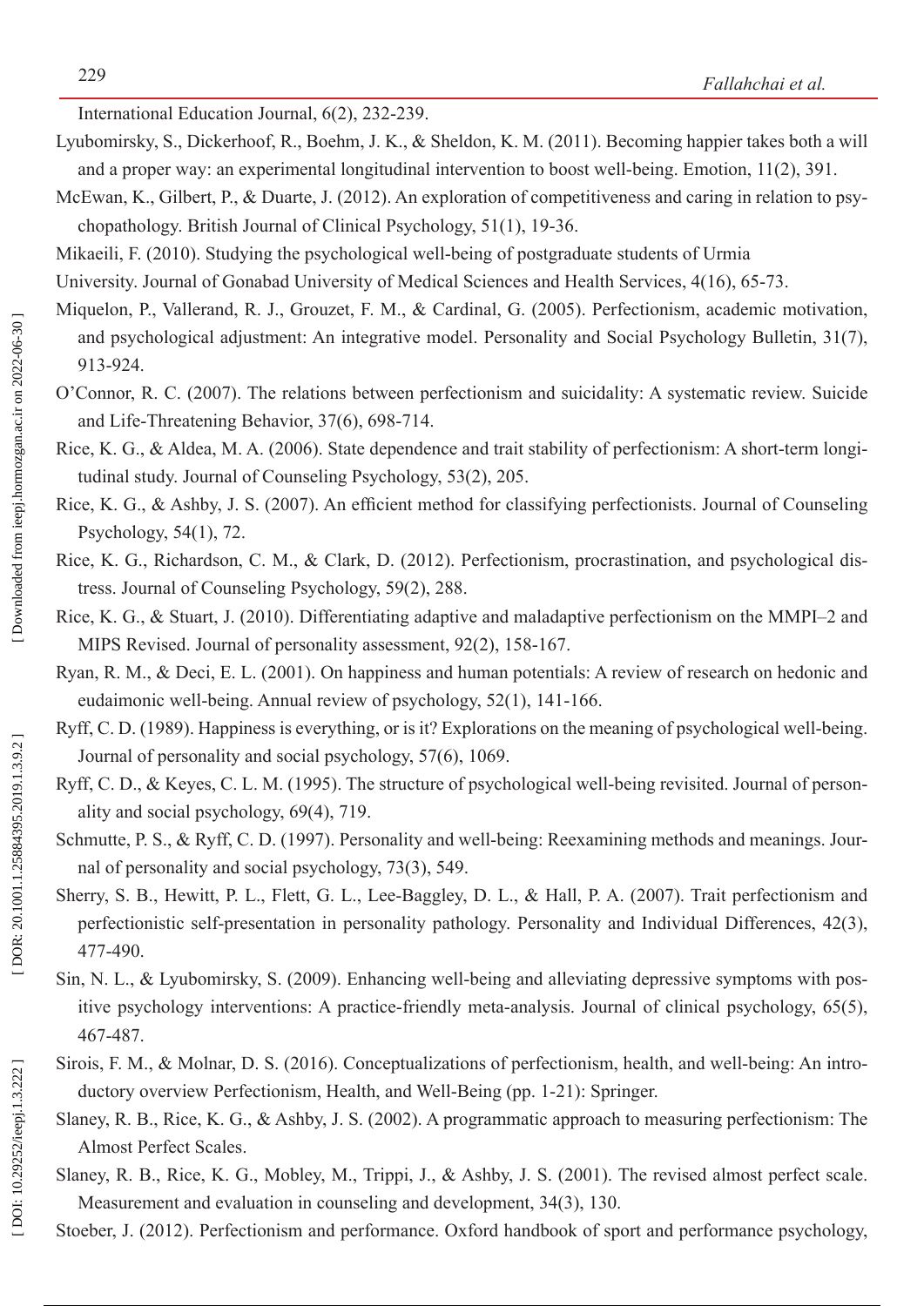International Education Journal, 6(2), 232-239.

Lyubomirsky, S., Dickerhoof, R., Boehm, J. K., & Sheldon, K. M. (2011). Becoming happier takes both a will and a proper way: an experimental longitudinal intervention to boost well-being. Emotion, 11(2), 391.

McEwan, K., Gilbert, P., & Duarte, J. (2012). An exploration of competitiveness and caring in relation to psychopathology. British Journal of Clinical Psychology, 51(1), 19-36.

Mikaeili, F. (2010). Studying the psychological well-being of postgraduate students of Urmia

University. Journal of Gonabad University of Medical Sciences and Health Services, 4(16), 65-73.

Miquelon, P., Vallerand, R. J., Grouzet, F. M., & Cardinal, G. (2005). Perfectionism, academic motivation, and psychological adjustment: An integrative model. Personality and Social Psychology Bulletin, 31(7), 913-924.

O'Connor, R. C. (2007). The relations between perfectionism and suicidality: A systematic review. Suicide and Life-Threatening Behavior, 37(6), 698-714.

Rice, K. G., & Aldea, M. A. (2006). State dependence and trait stability of perfectionism: A short-term longitudinal study. Journal of Counseling Psychology, 53(2), 205.

Rice, K. G., & Ashby, J. S. (2007). An efficient method for classifying perfectionists. Journal of Counseling Psychology, 54(1), 72.

Rice, K. G., Richardson, C. M., & Clark, D. (2012). Perfectionism, procrastination, and psychological distress. Journal of Counseling Psychology, 59(2), 288.

Rice, K. G., & Stuart, J. (2010). Differentiating adaptive and maladaptive perfectionism on the MMPI–2 and MIPS Revised. Journal of personality assessment, 92(2), 158-167.

Ryan, R. M., & Deci, E. L. (2001). On happiness and human potentials: A review of research on hedonic and eudaimonic well-being. Annual review of psychology, 52(1), 141-166.

Ryff, C. D. (1989). Happiness is everything, or is it? Explorations on the meaning of psychological well-being. Journal of personality and social psychology, 57(6), 1069.

Ryff, C. D., & Keyes, C. L. M. (1995). The structure of psychological well-being revisited. Journal of personality and social psychology, 69(4), 719.

Schmutte, P. S., & Ryff, C. D. (1997). Personality and well-being: Reexamining methods and meanings. Journal of personality and social psychology, 73(3), 549.

Sherry, S. B., Hewitt, P. L., Flett, G. L., Lee-Baggley, D. L., & Hall, P. A. (2007). Trait perfectionism and perfectionistic self-presentation in personality pathology. Personality and Individual Differences, 42(3), 477-490.

Sin, N. L., & Lyubomirsky, S. (2009). Enhancing well-being and alleviating depressive symptoms with positive psychology interventions: A practice-friendly meta-analysis. Journal of clinical psychology, 65(5), 467-487.

Sirois, F. M., & Molnar, D. S. (2016). Conceptualizations of perfectionism, health, and well-being: An introductory overview Perfectionism, Health, and Well-Being (pp. 1-21): Springer.

Slaney, R. B., Rice, K. G., & Ashby, J. S. (2002). A programmatic approach to measuring perfectionism: The Almost Perfect Scales.

Slaney, R. B., Rice, K. G., Mobley, M., Trippi, J., & Ashby, J. S. (2001). The revised almost perfect scale. Measurement and evaluation in counseling and development, 34(3), 130.

Stoeber, J. (2012). Perfectionism and performance. Oxford handbook of sport and performance psychology,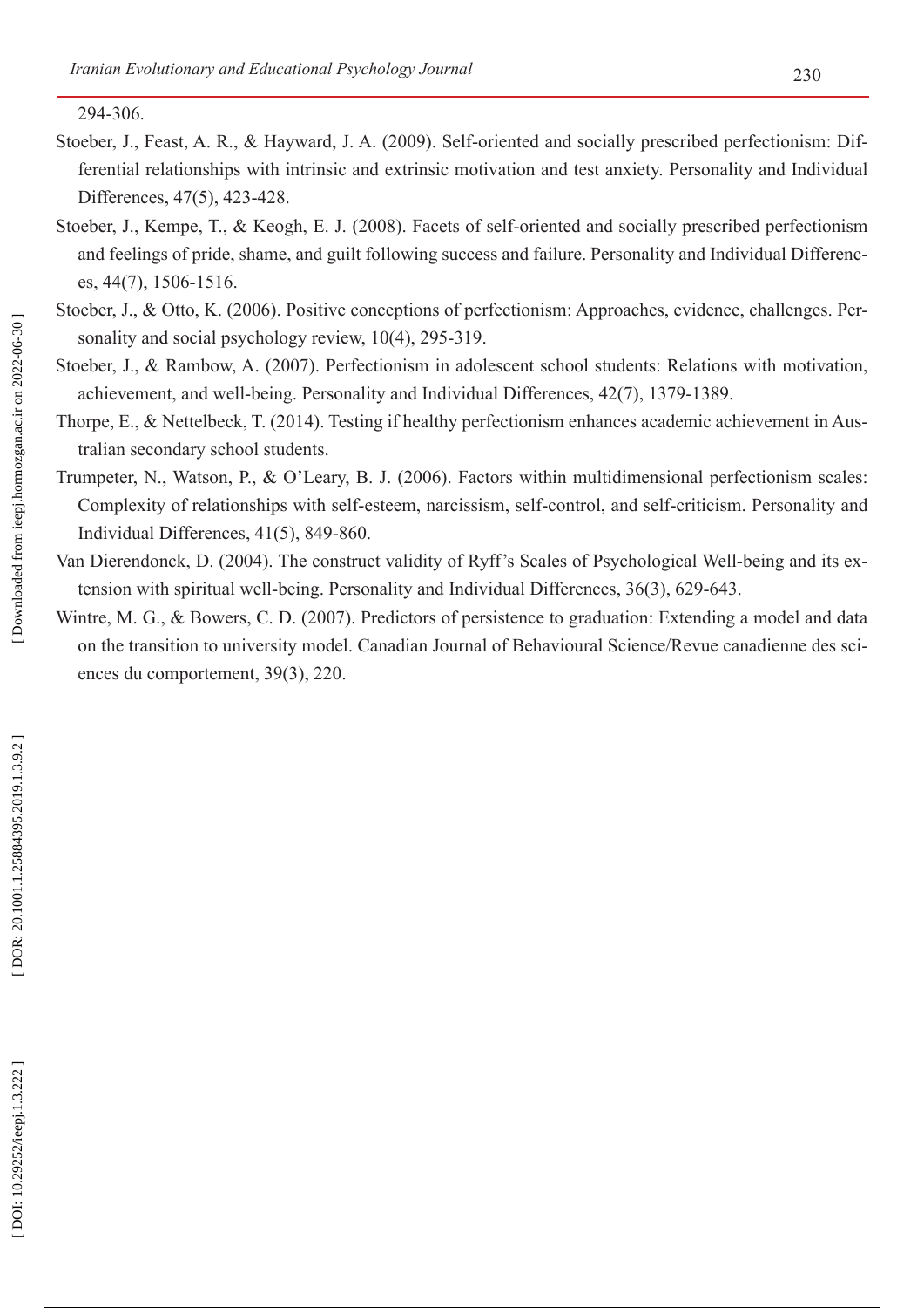294-306.

Stoeber, J., Feast, A. R., & Hayward, J. A. (2009). Self-oriented and socially prescribed perfectionism: Differential relationships with intrinsic and extrinsic motivation and test anxiety. Personality and Individual Differences, 47(5), 423-428.

Stoeber, J., Kempe, T., & Keogh, E. J. (2008). Facets of self-oriented and socially prescribed perfectionism and feelings of pride, shame, and guilt following success and failure. Personality and Individual Differences, 44(7), 1506-1516.

Stoeber, J., & Otto, K. (2006). Positive conceptions of perfectionism: Approaches, evidence, challenges. Personality and social psychology review, 10(4), 295-319.

Stoeber, J., & Rambow, A. (2007). Perfectionism in adolescent school students: Relations with motivation, achievement, and well-being. Personality and Individual Differences, 42(7), 1379-1389.

Thorpe, E., & Nettelbeck, T. (2014). Testing if healthy perfectionism enhances academic achievement in Australian secondary school students.

Trumpeter, N., Watson, P., & O'Leary, B. J. (2006). Factors within multidimensional perfectionism scales: Complexity of relationships with self-esteem, narcissism, self-control, and self-criticism. Personality and Individual Differences, 41(5), 849-860.

Van Dierendonck, D. (2004). The construct validity of Ryff's Scales of Psychological Well-being and its extension with spiritual well-being. Personality and Individual Differences, 36(3), 629-643.

Wintre, M. G., & Bowers, C. D. (2007). Predictors of persistence to graduation: Extending a model and data on the transition to university model. Canadian Journal of Behavioural Science/Revue canadienne des sciences du comportement, 39(3), 220.